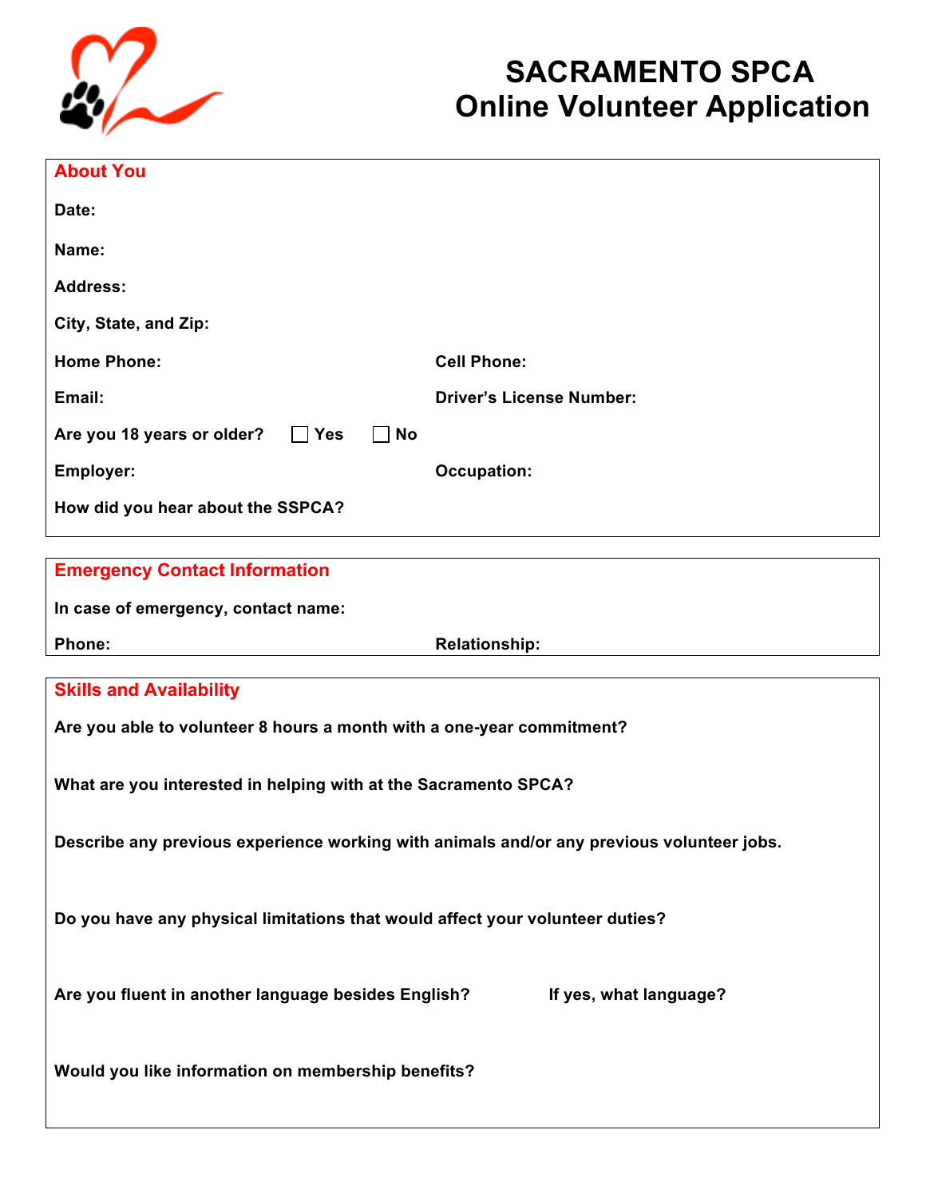# SACRAMENTO SPCA
# Online Volunteer Application

## About You

**Date:**

**Name:**

**Address:**

**City, State, and Zip:**

**Home Phone:** **Cell Phone:**

**Email:** **Driver's License Number:**

**Are you 18 years or older?** ☐ **Yes** ☐ **No**

**Employer:** **Occupation:**

**How did you hear about the SSPCA?**

## Emergency Contact Information

**In case of emergency, contact name:**

**Phone:** **Relationship:**

## Skills and Availability

**Are you able to volunteer 8 hours a month with a one-year commitment?**

**What are you interested in helping with at the Sacramento SPCA?**

**Describe any previous experience working with animals and/or any previous volunteer jobs.**

**Do you have any physical limitations that would affect your volunteer duties?**

**Are you fluent in another language besides English?** **If yes, what language?**

**Would you like information on membership benefits?**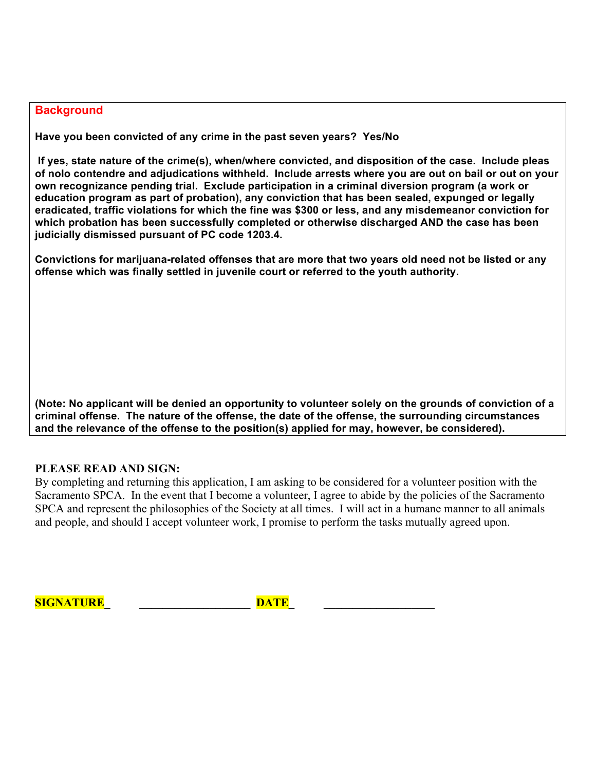## Background

**Have you been convicted of any crime in the past seven years? Yes/No**

**If yes, state nature of the crime(s), when/where convicted, and disposition of the case. Include pleas of nolo contendre and adjudications withheld. Include arrests where you are out on bail or out on your own recognizance pending trial. Exclude participation in a criminal diversion program (a work or education program as part of probation), any conviction that has been sealed, expunged or legally eradicated, traffic violations for which the fine was $300 or less, and any misdemeanor conviction for which probation has been successfully completed or otherwise discharged AND the case has been judicially dismissed pursuant of PC code 1203.4.**

**Convictions for marijuana-related offenses that are more that two years old need not be listed or any offense which was finally settled in juvenile court or referred to the youth authority.**

**(Note: No applicant will be denied an opportunity to volunteer solely on the grounds of conviction of a criminal offense. The nature of the offense, the date of the offense, the surrounding circumstances and the relevance of the offense to the position(s) applied for may, however, be considered).**

**PLEASE READ AND SIGN:**
By completing and returning this application, I am asking to be considered for a volunteer position with the Sacramento SPCA. In the event that I become a volunteer, I agree to abide by the policies of the Sacramento SPCA and represent the philosophies of the Society at all times. I will act in a humane manner to all animals and people, and should I accept volunteer work, I promise to perform the tasks mutually agreed upon.

**SIGNATURE**_ ___________________ **DATE**_ ___________________